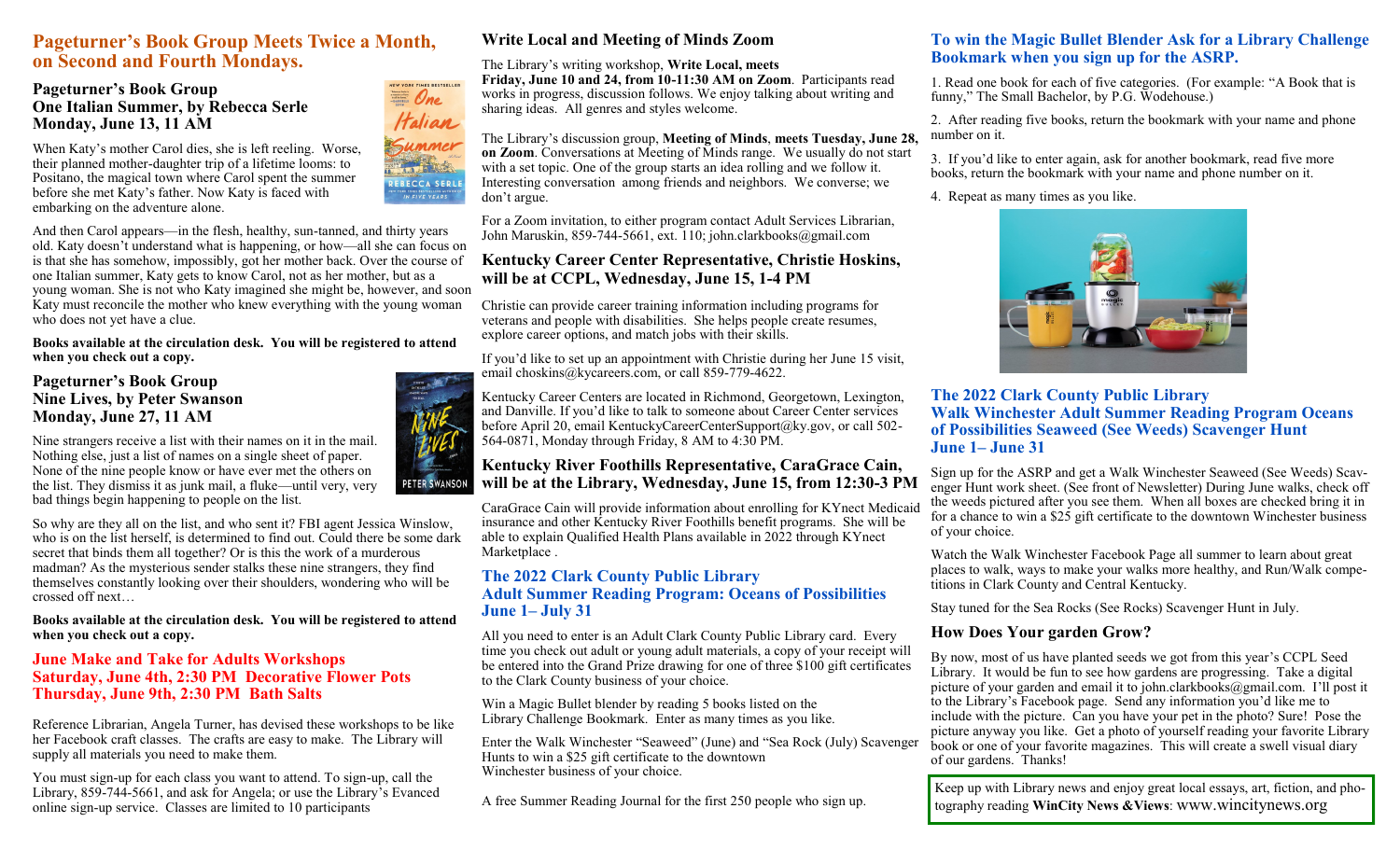## Pageturner's Book Group Meets Twice a Month, on Second and Fourth Mondays.

### Pageturner's Book Group
### One Italian Summer, by Rebecca Serle
### Monday, June 13, 11 AM

When Katy's mother Carol dies, she is left reeling. Worse, their planned mother-daughter trip of a lifetime looms: to Positano, the magical town where Carol spent the summer before she met Katy's father. Now Katy is faced with embarking on the adventure alone.

And then Carol appears—in the flesh, healthy, sun-tanned, and thirty years old. Katy doesn't understand what is happening, or how—all she can focus on is that she has somehow, impossibly, got her mother back. Over the course of one Italian summer, Katy gets to know Carol, not as her mother, but as a young woman. She is not who Katy imagined she might be, however, and soon Katy must reconcile the mother who knew everything with the young woman who does not yet have a clue.

**Books available at the circulation desk. You will be registered to attend when you check out a copy.**

### Pageturner's Book Group
### Nine Lives, by Peter Swanson
### Monday, June 27, 11 AM

Nine strangers receive a list with their names on it in the mail. Nothing else, just a list of names on a single sheet of paper. None of the nine people know or have ever met the others on the list. They dismiss it as junk mail, a fluke—until very, very bad things begin happening to people on the list.

So why are they all on the list, and who sent it? FBI agent Jessica Winslow, who is on the list herself, is determined to find out. Could there be some dark secret that binds them all together? Or is this the work of a murderous madman? As the mysterious sender stalks these nine strangers, they find themselves constantly looking over their shoulders, wondering who will be crossed off next…

**Books available at the circulation desk. You will be registered to attend when you check out a copy.**

## June Make and Take for Adults Workshops
## Saturday, June 4th, 2:30 PM Decorative Flower Pots
## Thursday, June 9th, 2:30 PM Bath Salts

Reference Librarian, Angela Turner, has devised these workshops to be like her Facebook craft classes. The crafts are easy to make. The Library will supply all materials you need to make them.

You must sign-up for each class you want to attend. To sign-up, call the Library, 859-744-5661, and ask for Angela; or use the Library's Evanced online sign-up service. Classes are limited to 10 participants

## Write Local and Meeting of Minds Zoom

The Library's writing workshop, **Write Local, meets Friday, June 10 and 24, from 10-11:30 AM on Zoom**. Participants read works in progress, discussion follows. We enjoy talking about writing and sharing ideas. All genres and styles welcome.

The Library's discussion group, **Meeting of Minds, meets Tuesday, June 28, on Zoom**. Conversations at Meeting of Minds range. We usually do not start with a set topic. One of the group starts an idea rolling and we follow it. Interesting conversation among friends and neighbors. We converse; we don't argue.

For a Zoom invitation, to either program contact Adult Services Librarian, John Maruskin, 859-744-5661, ext. 110; john.clarkbooks@gmail.com

## Kentucky Career Center Representative, Christie Hoskins, will be at CCPL, Wednesday, June 15, 1-4 PM

Christie can provide career training information including programs for veterans and people with disabilities. She helps people create resumes, explore career options, and match jobs with their skills.

If you'd like to set up an appointment with Christie during her June 15 visit, email choskins@kycareers.com, or call 859-779-4622.

Kentucky Career Centers are located in Richmond, Georgetown, Lexington, and Danville. If you'd like to talk to someone about Career Center services before April 20, email KentuckyCareerCenterSupport@ky.gov, or call 502-564-0871, Monday through Friday, 8 AM to 4:30 PM.

## Kentucky River Foothills Representative, CaraGrace Cain, will be at the Library, Wednesday, June 15, from 12:30-3 PM

CaraGrace Cain will provide information about enrolling for KYnect Medicaid insurance and other Kentucky River Foothills benefit programs. She will be able to explain Qualified Health Plans available in 2022 through KYnect Marketplace .

## The 2022 Clark County Public Library Adult Summer Reading Program: Oceans of Possibilities June 1– July 31

All you need to enter is an Adult Clark County Public Library card. Every time you check out adult or young adult materials, a copy of your receipt will be entered into the Grand Prize drawing for one of three $100 gift certificates to the Clark County business of your choice.

Win a Magic Bullet blender by reading 5 books listed on the Library Challenge Bookmark. Enter as many times as you like.

Enter the Walk Winchester "Seaweed" (June) and "Sea Rock (July) Scavenger Hunts to win a $25 gift certificate to the downtown Winchester business of your choice.

A free Summer Reading Journal for the first 250 people who sign up.

## To win the Magic Bullet Blender Ask for a Library Challenge Bookmark when you sign up for the ASRP.

1. Read one book for each of five categories. (For example: "A Book that is funny," The Small Bachelor, by P.G. Wodehouse.)

2. After reading five books, return the bookmark with your name and phone number on it.

3. If you'd like to enter again, ask for another bookmark, read five more books, return the bookmark with your name and phone number on it.

4. Repeat as many times as you like.

## The 2022 Clark County Public Library Walk Winchester Adult Summer Reading Program Oceans of Possibilities Seaweed (See Weeds) Scavenger Hunt June 1– June 31

Sign up for the ASRP and get a Walk Winchester Seaweed (See Weeds) Scavenger Hunt work sheet. (See front of Newsletter) During June walks, check off the weeds pictured after you see them. When all boxes are checked bring it in for a chance to win a $25 gift certificate to the downtown Winchester business of your choice.

Watch the Walk Winchester Facebook Page all summer to learn about great places to walk, ways to make your walks more healthy, and Run/Walk competitions in Clark County and Central Kentucky.

Stay tuned for the Sea Rocks (See Rocks) Scavenger Hunt in July.

## How Does Your garden Grow?

By now, most of us have planted seeds we got from this year's CCPL Seed Library. It would be fun to see how gardens are progressing. Take a digital picture of your garden and email it to john.clarkbooks@gmail.com. I'll post it to the Library's Facebook page. Send any information you'd like me to include with the picture. Can you have your pet in the photo? Sure! Pose the picture anyway you like. Get a photo of yourself reading your favorite Library book or one of your favorite magazines. This will create a swell visual diary of our gardens. Thanks!

Keep up with Library news and enjoy great local essays, art, fiction, and photography reading **WinCity News &Views**: www.wincitynews.org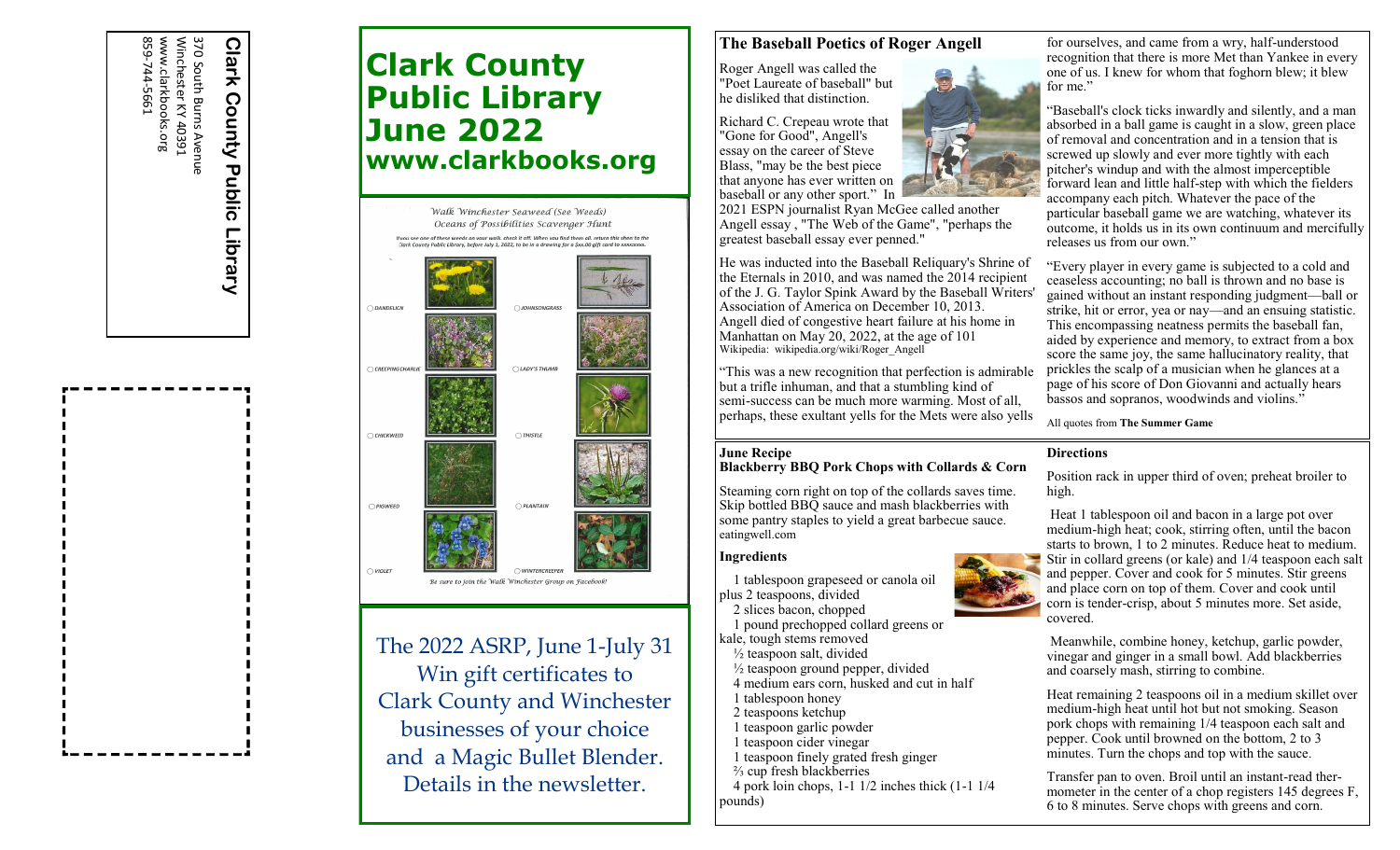**Clark County Public Library**

370 South Burns Avenue
Winchester KY 40391
www.clarkbooks.org
859-744-5661

# Clark County Public Library June 2022 www.clarkbooks.org

*Walk Winchester Seaweed (See Weeds)*
*Oceans of Possibilities Scavenger Hunt*

If you see one of these weeds on your walk, check it off. When you find them all, return this sheet to the Clark County Public Library, before July 1, 2022, to be in a drawing for a $xx.00 gift card to xxxxxxxx.

- ◯ DANDELION
- ◯ JOHNSONGRASS
- ◯ CREEPING CHARLIE
- ◯ LADY'S THUMB
- ◯ CHICKWEED
- ◯ THISTLE
- ◯ PIGWEED
- ◯ PLANTAIN
- ◯ VIOLET
- ◯ WINTERCREEPER

*Be sure to join the Walk Winchester Group on Facebook!*

The 2022 ASRP, June 1-July 31
Win gift certificates to
Clark County and Winchester
businesses of your choice
and a Magic Bullet Blender.
Details in the newsletter.

## The Baseball Poetics of Roger Angell

Roger Angell was called the "Poet Laureate of baseball" but he disliked that distinction.

Richard C. Crepeau wrote that "Gone for Good", Angell's essay on the career of Steve Blass, "may be the best piece that anyone has ever written on baseball or any other sport." In 2021 ESPN journalist Ryan McGee called another Angell essay , "The Web of the Game", "perhaps the greatest baseball essay ever penned."

He was inducted into the Baseball Reliquary's Shrine of the Eternals in 2010, and was named the 2014 recipient of the J. G. Taylor Spink Award by the Baseball Writers' Association of America on December 10, 2013. Angell died of congestive heart failure at his home in Manhattan on May 20, 2022, at the age of 101
Wikipedia: wikipedia.org/wiki/Roger_Angell

"This was a new recognition that perfection is admirable but a trifle inhuman, and that a stumbling kind of semi-success can be much more warming. Most of all, perhaps, these exultant yells for the Mets were also yells for ourselves, and came from a wry, half-understood recognition that there is more Met than Yankee in every one of us. I knew for whom that foghorn blew; it blew for me."

"Baseball's clock ticks inwardly and silently, and a man absorbed in a ball game is caught in a slow, green place of removal and concentration and in a tension that is screwed up slowly and ever more tightly with each pitcher's windup and with the almost imperceptible forward lean and little half-step with which the fielders accompany each pitch. Whatever the pace of the particular baseball game we are watching, whatever its outcome, it holds us in its own continuum and mercifully releases us from our own."

"Every player in every game is subjected to a cold and ceaseless accounting; no ball is thrown and no base is gained without an instant responding judgment—ball or strike, hit or error, yea or nay—and an ensuing statistic. This encompassing neatness permits the baseball fan, aided by experience and memory, to extract from a box score the same joy, the same hallucinatory reality, that prickles the scalp of a musician when he glances at a page of his score of Don Giovanni and actually hears bassos and sopranos, woodwinds and violins."

All quotes from **The Summer Game**

## June Recipe
### Blackberry BBQ Pork Chops with Collards & Corn

Steaming corn right on top of the collards saves time. Skip bottled BBQ sauce and mash blackberries with some pantry staples to yield a great barbecue sauce.
eatingwell.com

**Ingredients**

- 1 tablespoon grapeseed or canola oil plus 2 teaspoons, divided
- 2 slices bacon, chopped
- 1 pound prechopped collard greens or kale, tough stems removed
- ½ teaspoon salt, divided
- ½ teaspoon ground pepper, divided
- 4 medium ears corn, husked and cut in half
- 1 tablespoon honey
- 2 teaspoons ketchup
- 1 teaspoon garlic powder
- 1 teaspoon cider vinegar
- 1 teaspoon finely grated fresh ginger
- ⅔ cup fresh blackberries
- 4 pork loin chops, 1-1 1/2 inches thick (1-1 1/4 pounds)

**Directions**

Position rack in upper third of oven; preheat broiler to high.

Heat 1 tablespoon oil and bacon in a large pot over medium-high heat; cook, stirring often, until the bacon starts to brown, 1 to 2 minutes. Reduce heat to medium. Stir in collard greens (or kale) and 1/4 teaspoon each salt and pepper. Cover and cook for 5 minutes. Stir greens and place corn on top of them. Cover and cook until corn is tender-crisp, about 5 minutes more. Set aside, covered.

Meanwhile, combine honey, ketchup, garlic powder, vinegar and ginger in a small bowl. Add blackberries and coarsely mash, stirring to combine.

Heat remaining 2 teaspoons oil in a medium skillet over medium-high heat until hot but not smoking. Season pork chops with remaining 1/4 teaspoon each salt and pepper. Cook until browned on the bottom, 2 to 3 minutes. Turn the chops and top with the sauce.

Transfer pan to oven. Broil until an instant-read thermometer in the center of a chop registers 145 degrees F, 6 to 8 minutes. Serve chops with greens and corn.